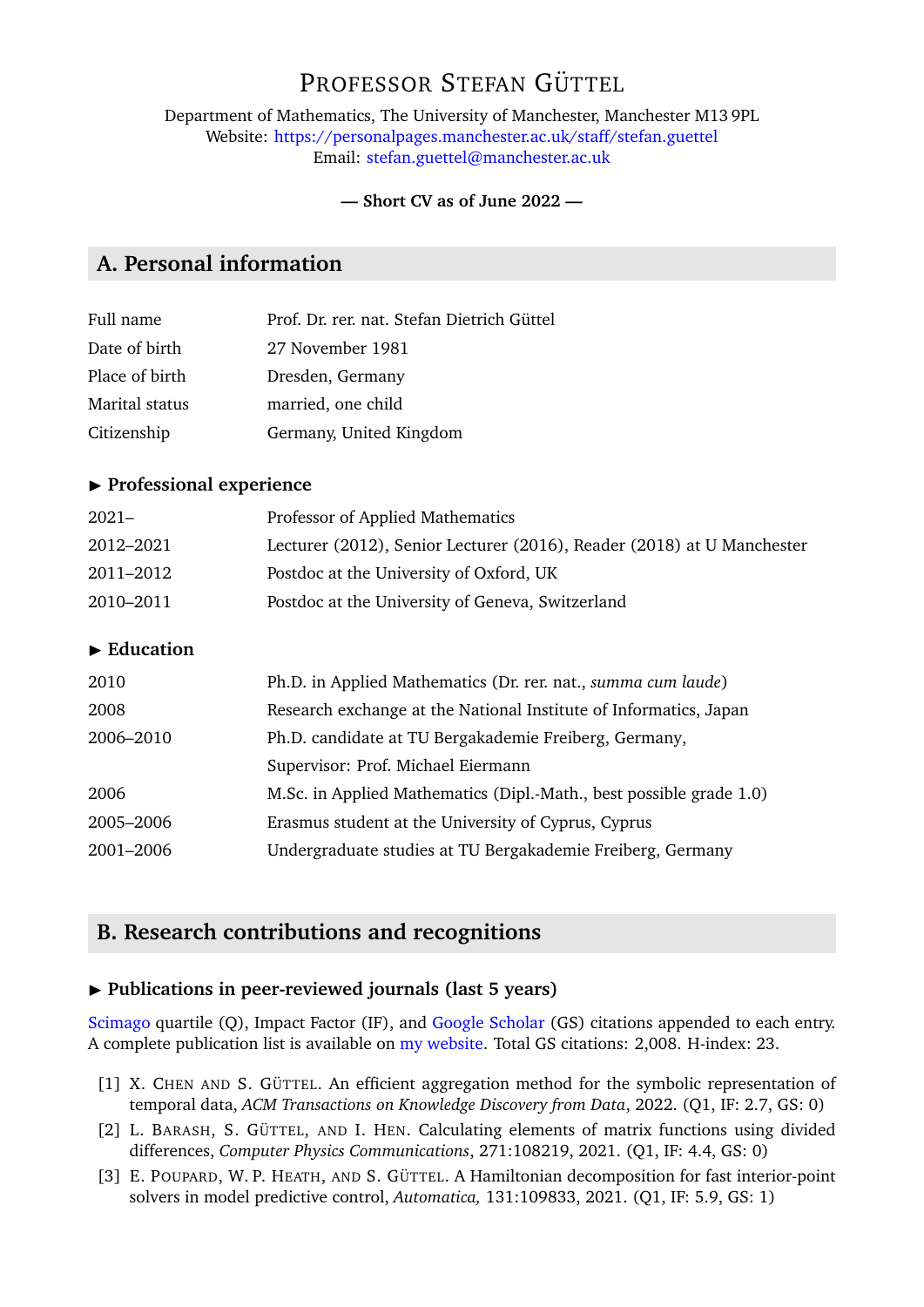# Professor Stefan Güttel

Department of Mathematics, The University of Manchester, Manchester M13 9PL
Website: https://personalpages.manchester.ac.uk/staff/stefan.guettel
Email: stefan.guettel@manchester.ac.uk

**— Short CV as of June 2022 —**

## A. Personal information

| | |
|---|---|
| Full name | Prof. Dr. rer. nat. Stefan Dietrich Güttel |
| Date of birth | 27 November 1981 |
| Place of birth | Dresden, Germany |
| Marital status | married, one child |
| Citizenship | Germany, United Kingdom |

### ▶ Professional experience

| | |
|---|---|
| 2021– | Professor of Applied Mathematics |
| 2012–2021 | Lecturer (2012), Senior Lecturer (2016), Reader (2018) at U Manchester |
| 2011–2012 | Postdoc at the University of Oxford, UK |
| 2010–2011 | Postdoc at the University of Geneva, Switzerland |

### ▶ Education

| | |
|---|---|
| 2010 | Ph.D. in Applied Mathematics (Dr. rer. nat., *summa cum laude*) |
| 2008 | Research exchange at the National Institute of Informatics, Japan |
| 2006–2010 | Ph.D. candidate at TU Bergakademie Freiberg, Germany, Supervisor: Prof. Michael Eiermann |
| 2006 | M.Sc. in Applied Mathematics (Dipl.-Math., best possible grade 1.0) |
| 2005–2006 | Erasmus student at the University of Cyprus, Cyprus |
| 2001–2006 | Undergraduate studies at TU Bergakademie Freiberg, Germany |

## B. Research contributions and recognitions

### ▶ Publications in peer-reviewed journals (last 5 years)

Scimago quartile (Q), Impact Factor (IF), and Google Scholar (GS) citations appended to each entry. A complete publication list is available on my website. Total GS citations: 2,008. H-index: 23.

[1] X. Chen and S. Güttel. An efficient aggregation method for the symbolic representation of temporal data, *ACM Transactions on Knowledge Discovery from Data*, 2022. (Q1, IF: 2.7, GS: 0)

[2] L. Barash, S. Güttel, and I. Hen. Calculating elements of matrix functions using divided differences, *Computer Physics Communications*, 271:108219, 2021. (Q1, IF: 4.4, GS: 0)

[3] E. Poupard, W. P. Heath, and S. Güttel. A Hamiltonian decomposition for fast interior-point solvers in model predictive control, *Automatica,* 131:109833, 2021. (Q1, IF: 5.9, GS: 1)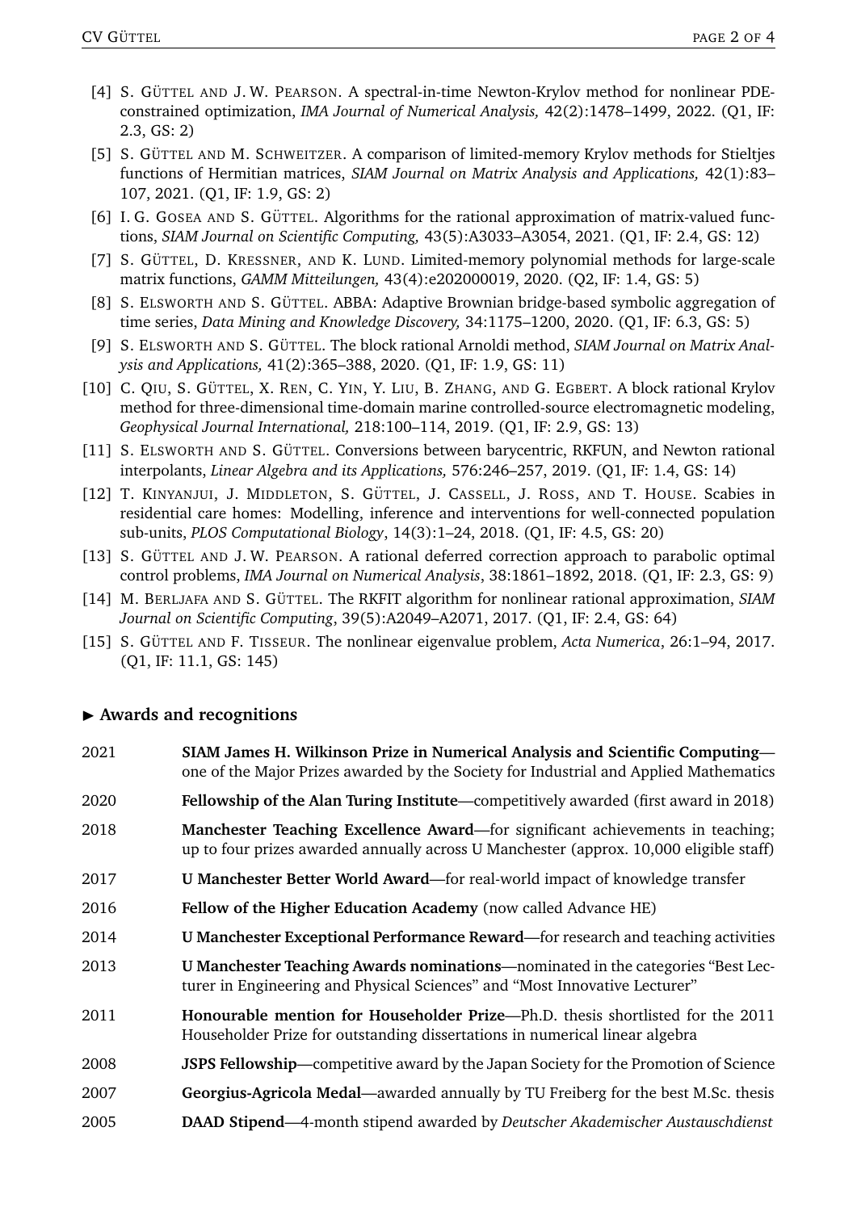[4] S. Güttel and J. W. Pearson. A spectral-in-time Newton-Krylov method for nonlinear PDE-constrained optimization, *IMA Journal of Numerical Analysis,* 42(2):1478–1499, 2022. (Q1, IF: 2.3, GS: 2)

[5] S. Güttel and M. Schweitzer. A comparison of limited-memory Krylov methods for Stieltjes functions of Hermitian matrices, *SIAM Journal on Matrix Analysis and Applications,* 42(1):83–107, 2021. (Q1, IF: 1.9, GS: 2)

[6] I. G. Gosea and S. Güttel. Algorithms for the rational approximation of matrix-valued functions, *SIAM Journal on Scientific Computing,* 43(5):A3033–A3054, 2021. (Q1, IF: 2.4, GS: 12)

[7] S. Güttel, D. Kressner, and K. Lund. Limited-memory polynomial methods for large-scale matrix functions, *GAMM Mitteilungen,* 43(4):e202000019, 2020. (Q2, IF: 1.4, GS: 5)

[8] S. Elsworth and S. Güttel. ABBA: Adaptive Brownian bridge-based symbolic aggregation of time series, *Data Mining and Knowledge Discovery,* 34:1175–1200, 2020. (Q1, IF: 6.3, GS: 5)

[9] S. Elsworth and S. Güttel. The block rational Arnoldi method, *SIAM Journal on Matrix Analysis and Applications,* 41(2):365–388, 2020. (Q1, IF: 1.9, GS: 11)

[10] C. Qiu, S. Güttel, X. Ren, C. Yin, Y. Liu, B. Zhang, and G. Egbert. A block rational Krylov method for three-dimensional time-domain marine controlled-source electromagnetic modeling, *Geophysical Journal International,* 218:100–114, 2019. (Q1, IF: 2.9, GS: 13)

[11] S. Elsworth and S. Güttel. Conversions between barycentric, RKFUN, and Newton rational interpolants, *Linear Algebra and its Applications,* 576:246–257, 2019. (Q1, IF: 1.4, GS: 14)

[12] T. Kinyanjui, J. Middleton, S. Güttel, J. Cassell, J. Ross, and T. House. Scabies in residential care homes: Modelling, inference and interventions for well-connected population sub-units, *PLOS Computational Biology*, 14(3):1–24, 2018. (Q1, IF: 4.5, GS: 20)

[13] S. Güttel and J. W. Pearson. A rational deferred correction approach to parabolic optimal control problems, *IMA Journal on Numerical Analysis*, 38:1861–1892, 2018. (Q1, IF: 2.3, GS: 9)

[14] M. Berljafa and S. Güttel. The RKFIT algorithm for nonlinear rational approximation, *SIAM Journal on Scientific Computing*, 39(5):A2049–A2071, 2017. (Q1, IF: 2.4, GS: 64)

[15] S. Güttel and F. Tisseur. The nonlinear eigenvalue problem, *Acta Numerica*, 26:1–94, 2017. (Q1, IF: 11.1, GS: 145)

## ▶ Awards and recognitions

| | |
|---|---|
| 2021 | **SIAM James H. Wilkinson Prize in Numerical Analysis and Scientific Computing**—one of the Major Prizes awarded by the Society for Industrial and Applied Mathematics |
| 2020 | **Fellowship of the Alan Turing Institute**—competitively awarded (first award in 2018) |
| 2018 | **Manchester Teaching Excellence Award**—for significant achievements in teaching; up to four prizes awarded annually across U Manchester (approx. 10,000 eligible staff) |
| 2017 | **U Manchester Better World Award**—for real-world impact of knowledge transfer |
| 2016 | **Fellow of the Higher Education Academy** (now called Advance HE) |
| 2014 | **U Manchester Exceptional Performance Reward**—for research and teaching activities |
| 2013 | **U Manchester Teaching Awards nominations**—nominated in the categories "Best Lecturer in Engineering and Physical Sciences" and "Most Innovative Lecturer" |
| 2011 | **Honourable mention for Householder Prize**—Ph.D. thesis shortlisted for the 2011 Householder Prize for outstanding dissertations in numerical linear algebra |
| 2008 | **JSPS Fellowship**—competitive award by the Japan Society for the Promotion of Science |
| 2007 | **Georgius-Agricola Medal**—awarded annually by TU Freiberg for the best M.Sc. thesis |
| 2005 | **DAAD Stipend**—4-month stipend awarded by *Deutscher Akademischer Austauschdienst* |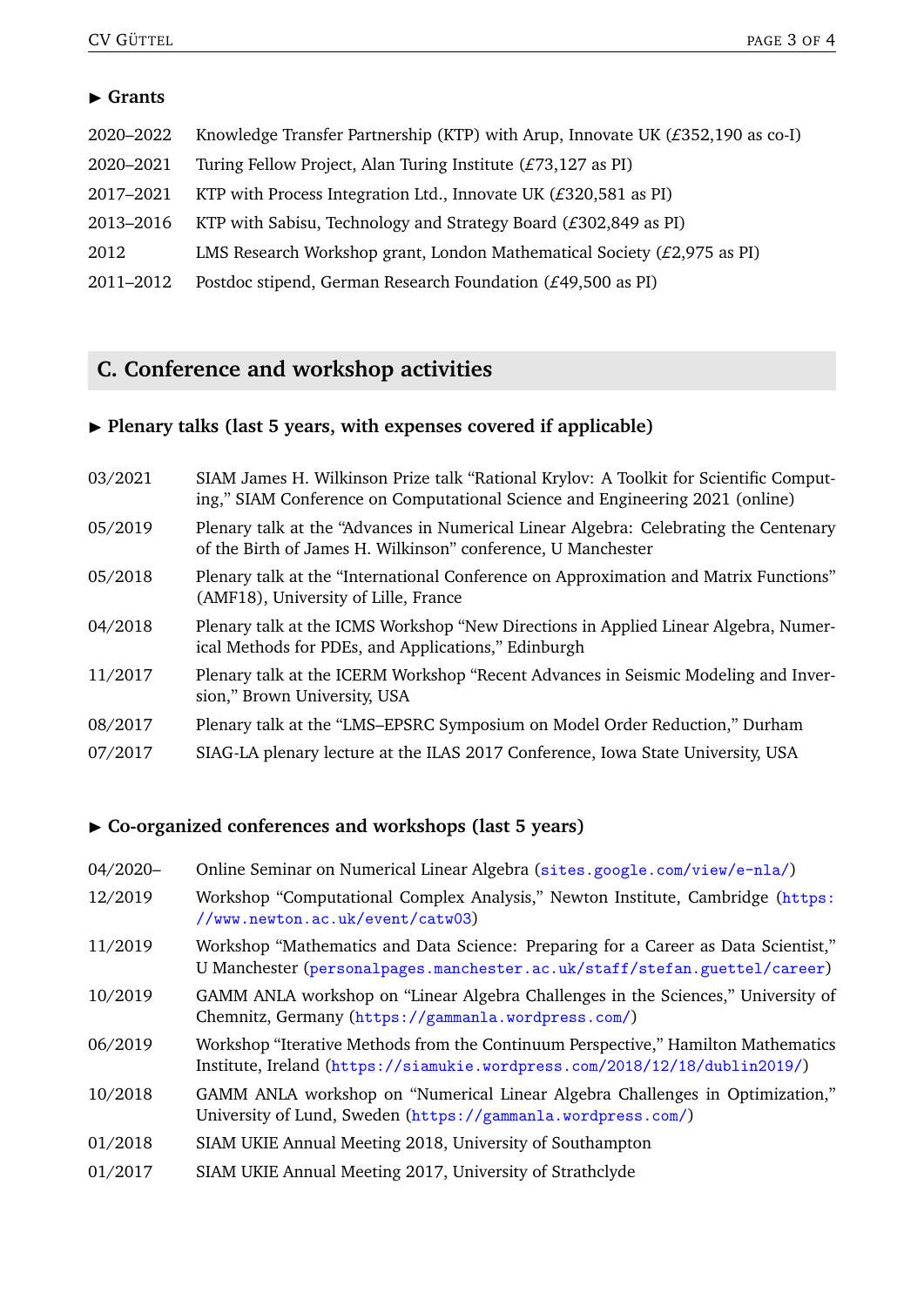### ▶ Grants

| | |
|---|---|
| 2020–2022 | Knowledge Transfer Partnership (KTP) with Arup, Innovate UK (£352,190 as co-I) |
| 2020–2021 | Turing Fellow Project, Alan Turing Institute (£73,127 as PI) |
| 2017–2021 | KTP with Process Integration Ltd., Innovate UK (£320,581 as PI) |
| 2013–2016 | KTP with Sabisu, Technology and Strategy Board (£302,849 as PI) |
| 2012 | LMS Research Workshop grant, London Mathematical Society (£2,975 as PI) |
| 2011–2012 | Postdoc stipend, German Research Foundation (£49,500 as PI) |

## C. Conference and workshop activities

### ▶ Plenary talks (last 5 years, with expenses covered if applicable)

| | |
|---|---|
| 03/2021 | SIAM James H. Wilkinson Prize talk "Rational Krylov: A Toolkit for Scientific Computing," SIAM Conference on Computational Science and Engineering 2021 (online) |
| 05/2019 | Plenary talk at the "Advances in Numerical Linear Algebra: Celebrating the Centenary of the Birth of James H. Wilkinson" conference, U Manchester |
| 05/2018 | Plenary talk at the "International Conference on Approximation and Matrix Functions" (AMF18), University of Lille, France |
| 04/2018 | Plenary talk at the ICMS Workshop "New Directions in Applied Linear Algebra, Numerical Methods for PDEs, and Applications," Edinburgh |
| 11/2017 | Plenary talk at the ICERM Workshop "Recent Advances in Seismic Modeling and Inversion," Brown University, USA |
| 08/2017 | Plenary talk at the "LMS–EPSRC Symposium on Model Order Reduction," Durham |
| 07/2017 | SIAG-LA plenary lecture at the ILAS 2017 Conference, Iowa State University, USA |

### ▶ Co-organized conferences and workshops (last 5 years)

| | |
|---|---|
| 04/2020– | Online Seminar on Numerical Linear Algebra (sites.google.com/view/e-nla/) |
| 12/2019 | Workshop "Computational Complex Analysis," Newton Institute, Cambridge (https://www.newton.ac.uk/event/catw03) |
| 11/2019 | Workshop "Mathematics and Data Science: Preparing for a Career as Data Scientist," U Manchester (personalpages.manchester.ac.uk/staff/stefan.guettel/career) |
| 10/2019 | GAMM ANLA workshop on "Linear Algebra Challenges in the Sciences," University of Chemnitz, Germany (https://gammanla.wordpress.com/) |
| 06/2019 | Workshop "Iterative Methods from the Continuum Perspective," Hamilton Mathematics Institute, Ireland (https://siamukie.wordpress.com/2018/12/18/dublin2019/) |
| 10/2018 | GAMM ANLA workshop on "Numerical Linear Algebra Challenges in Optimization," University of Lund, Sweden (https://gammanla.wordpress.com/) |
| 01/2018 | SIAM UKIE Annual Meeting 2018, University of Southampton |
| 01/2017 | SIAM UKIE Annual Meeting 2017, University of Strathclyde |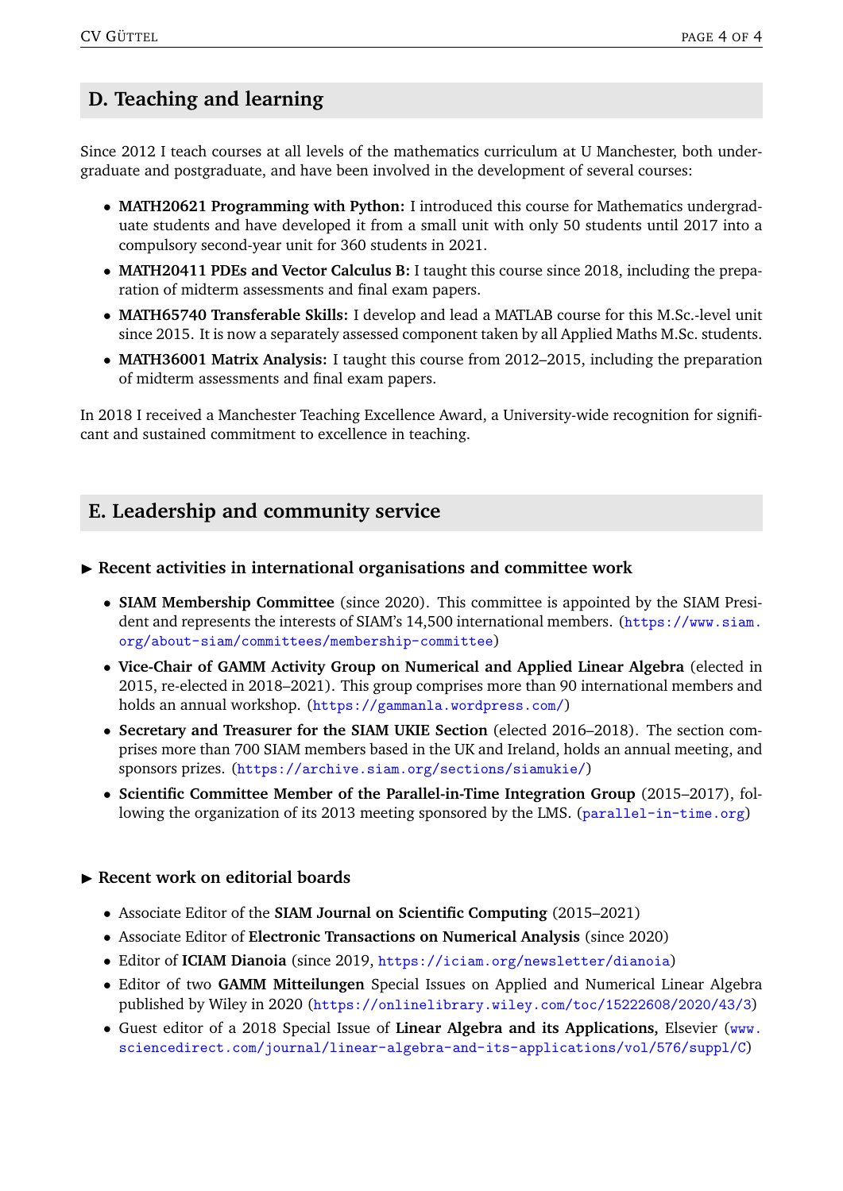## D. Teaching and learning

Since 2012 I teach courses at all levels of the mathematics curriculum at U Manchester, both undergraduate and postgraduate, and have been involved in the development of several courses:

- **MATH20621 Programming with Python:** I introduced this course for Mathematics undergraduate students and have developed it from a small unit with only 50 students until 2017 into a compulsory second-year unit for 360 students in 2021.
- **MATH20411 PDEs and Vector Calculus B:** I taught this course since 2018, including the preparation of midterm assessments and final exam papers.
- **MATH65740 Transferable Skills:** I develop and lead a MATLAB course for this M.Sc.-level unit since 2015. It is now a separately assessed component taken by all Applied Maths M.Sc. students.
- **MATH36001 Matrix Analysis:** I taught this course from 2012–2015, including the preparation of midterm assessments and final exam papers.

In 2018 I received a Manchester Teaching Excellence Award, a University-wide recognition for significant and sustained commitment to excellence in teaching.

## E. Leadership and community service

### ▶ Recent activities in international organisations and committee work

- **SIAM Membership Committee** (since 2020). This committee is appointed by the SIAM President and represents the interests of SIAM's 14,500 international members. (https://www.siam.org/about-siam/committees/membership-committee)
- **Vice-Chair of GAMM Activity Group on Numerical and Applied Linear Algebra** (elected in 2015, re-elected in 2018–2021). This group comprises more than 90 international members and holds an annual workshop. (https://gammanla.wordpress.com/)
- **Secretary and Treasurer for the SIAM UKIE Section** (elected 2016–2018). The section comprises more than 700 SIAM members based in the UK and Ireland, holds an annual meeting, and sponsors prizes. (https://archive.siam.org/sections/siamukie/)
- **Scientific Committee Member of the Parallel-in-Time Integration Group** (2015–2017), following the organization of its 2013 meeting sponsored by the LMS. (parallel-in-time.org)

### ▶ Recent work on editorial boards

- Associate Editor of the **SIAM Journal on Scientific Computing** (2015–2021)
- Associate Editor of **Electronic Transactions on Numerical Analysis** (since 2020)
- Editor of **ICIAM Dianoia** (since 2019, https://iciam.org/newsletter/dianoia)
- Editor of two **GAMM Mitteilungen** Special Issues on Applied and Numerical Linear Algebra published by Wiley in 2020 (https://onlinelibrary.wiley.com/toc/15222608/2020/43/3)
- Guest editor of a 2018 Special Issue of **Linear Algebra and its Applications**, Elsevier (www.sciencedirect.com/journal/linear-algebra-and-its-applications/vol/576/suppl/C)